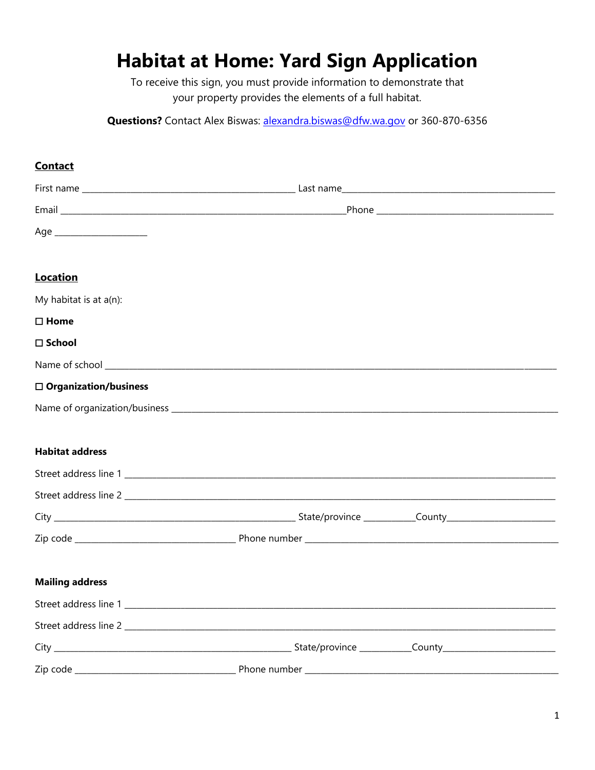# Habitat at Home: Yard Sign Application

To receive this sign, you must provide information to demonstrate that your property provides the elements of a full habitat.

**Questions?** Contact Alex Biswas: alexandra.biswas@dfw.wa.gov or 360-870-6356

## Contact

First name ______________________________ Last name______________________________

Email ______________________________________________Phone ______________________________

Age ______________

## Location

My habitat is at a(n):

☐ **Home**

☐ **School**

Name of school ________________________________________________________________

☐ **Organization/business**

Name of organization/business ______________________________________________________

### Habitat address

Street address line 1 ______________________________________________________________

Street address line 2 ______________________________________________________________

City ____________________________________ State/province ________County________________

Zip code _________________________ Phone number ______________________________________

### Mailing address

Street address line 1 ______________________________________________________________

Street address line 2 ______________________________________________________________

City ____________________________________ State/province ________County________________

Zip code _________________________ Phone number ______________________________________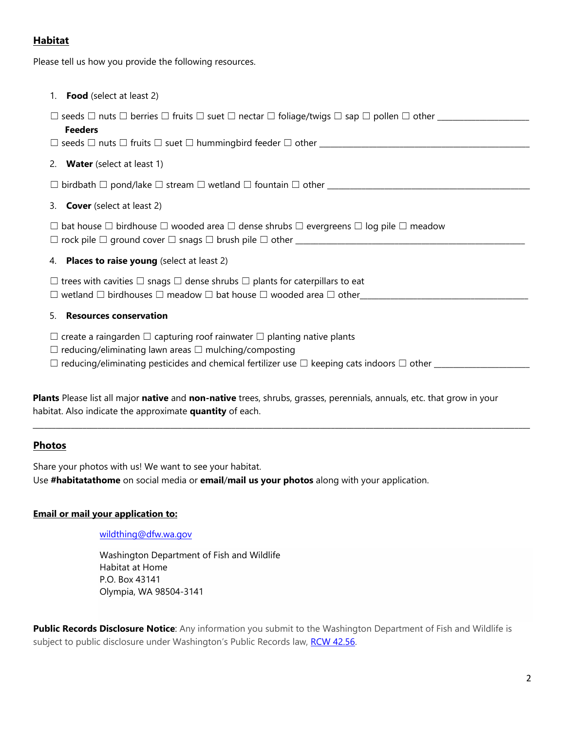## Habitat

Please tell us how you provide the following resources.

1. **Food** (select at least 2)

☐ seeds ☐ nuts ☐ berries ☐ fruits ☐ suet ☐ nectar ☐ foliage/twigs ☐ sap ☐ pollen ☐ other ____________________

**Feeders**

☐ seeds ☐ nuts ☐ fruits ☐ suet ☐ hummingbird feeder ☐ other ______________________________________________

2. **Water** (select at least 1)

☐ birdbath ☐ pond/lake ☐ stream ☐ wetland ☐ fountain ☐ other ____________________________________________

3. **Cover** (select at least 2)

☐ bat house ☐ birdhouse ☐ wooded area ☐ dense shrubs ☐ evergreens ☐ log pile ☐ meadow
☐ rock pile ☐ ground cover ☐ snags ☐ brush pile ☐ other ________________________________________________

4. **Places to raise young** (select at least 2)

☐ trees with cavities ☐ snags ☐ dense shrubs ☐ plants for caterpillars to eat
☐ wetland ☐ birdhouses ☐ meadow ☐ bat house ☐ wooded area ☐ other_____________________________________

5. **Resources conservation**

☐ create a raingarden ☐ capturing roof rainwater ☐ planting native plants
☐ reducing/eliminating lawn areas ☐ mulching/composting
☐ reducing/eliminating pesticides and chemical fertilizer use ☐ keeping cats indoors ☐ other ____________________

**Plants** Please list all major **native** and **non-native** trees, shrubs, grasses, perennials, annuals, etc. that grow in your habitat. Also indicate the approximate **quantity** of each.

_______________________________________________________________________________________________

## Photos

Share your photos with us! We want to see your habitat.
Use **#habitatathome** on social media or **email**/**mail us your photos** along with your application.

**Email or mail your application to:**

wildthing@dfw.wa.gov

Washington Department of Fish and Wildlife
Habitat at Home
P.O. Box 43141
Olympia, WA 98504-3141

**Public Records Disclosure Notice**: Any information you submit to the Washington Department of Fish and Wildlife is subject to public disclosure under Washington's Public Records law, RCW 42.56.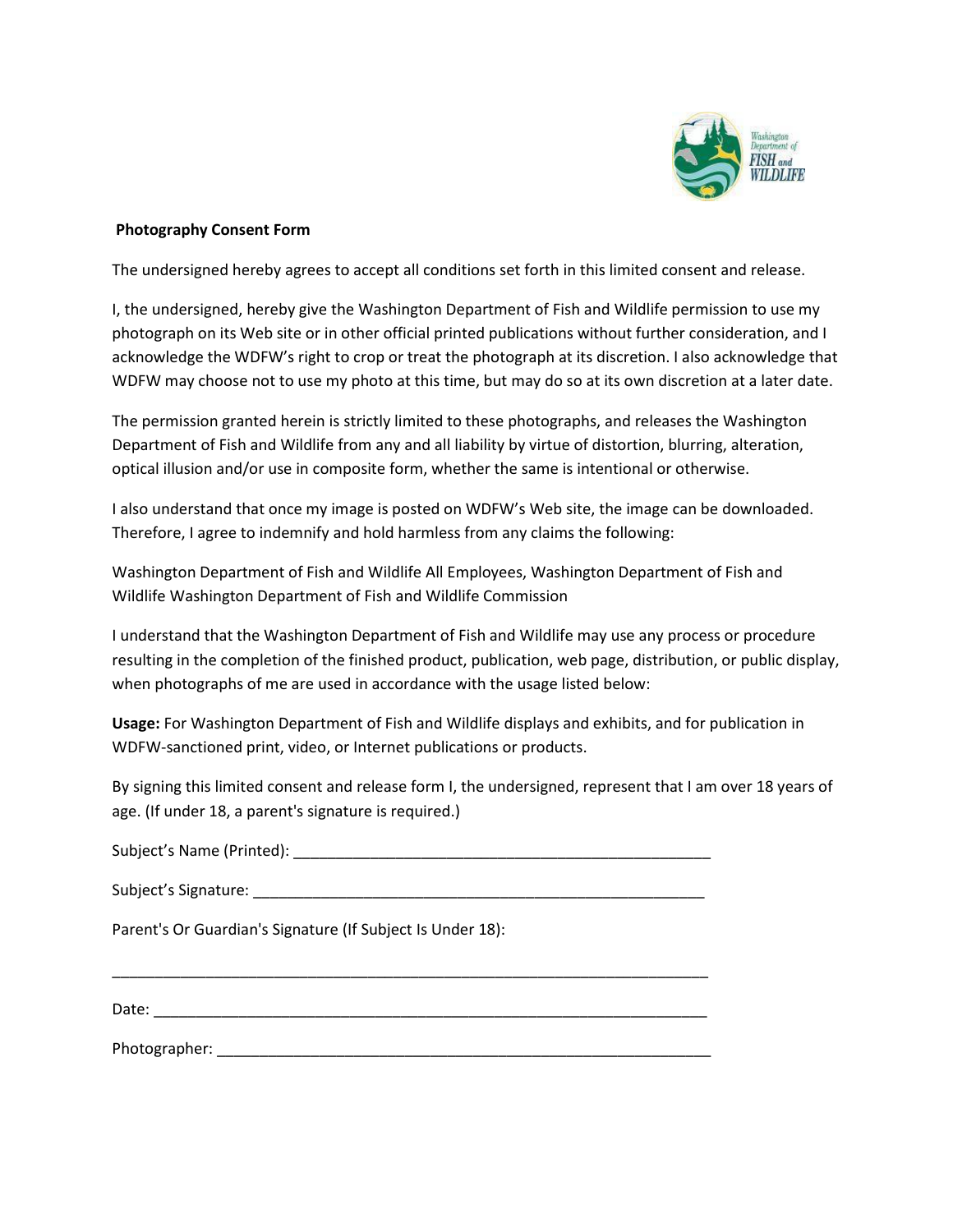**Photography Consent Form**

The undersigned hereby agrees to accept all conditions set forth in this limited consent and release.

I, the undersigned, hereby give the Washington Department of Fish and Wildlife permission to use my photograph on its Web site or in other official printed publications without further consideration, and I acknowledge the WDFW's right to crop or treat the photograph at its discretion. I also acknowledge that WDFW may choose not to use my photo at this time, but may do so at its own discretion at a later date.

The permission granted herein is strictly limited to these photographs, and releases the Washington Department of Fish and Wildlife from any and all liability by virtue of distortion, blurring, alteration, optical illusion and/or use in composite form, whether the same is intentional or otherwise.

I also understand that once my image is posted on WDFW's Web site, the image can be downloaded. Therefore, I agree to indemnify and hold harmless from any claims the following:

Washington Department of Fish and Wildlife All Employees, Washington Department of Fish and Wildlife Washington Department of Fish and Wildlife Commission

I understand that the Washington Department of Fish and Wildlife may use any process or procedure resulting in the completion of the finished product, publication, web page, distribution, or public display, when photographs of me are used in accordance with the usage listed below:

**Usage:** For Washington Department of Fish and Wildlife displays and exhibits, and for publication in WDFW-sanctioned print, video, or Internet publications or products.

By signing this limited consent and release form I, the undersigned, represent that I am over 18 years of age. (If under 18, a parent's signature is required.)

Subject's Name (Printed): ___________________________________________________

Subject's Signature: _______________________________________________________

Parent's Or Guardian's Signature (If Subject Is Under 18):

_________________________________________________________________________

Date: _____________________________________________________________________

Photographer: ______________________________________________________________